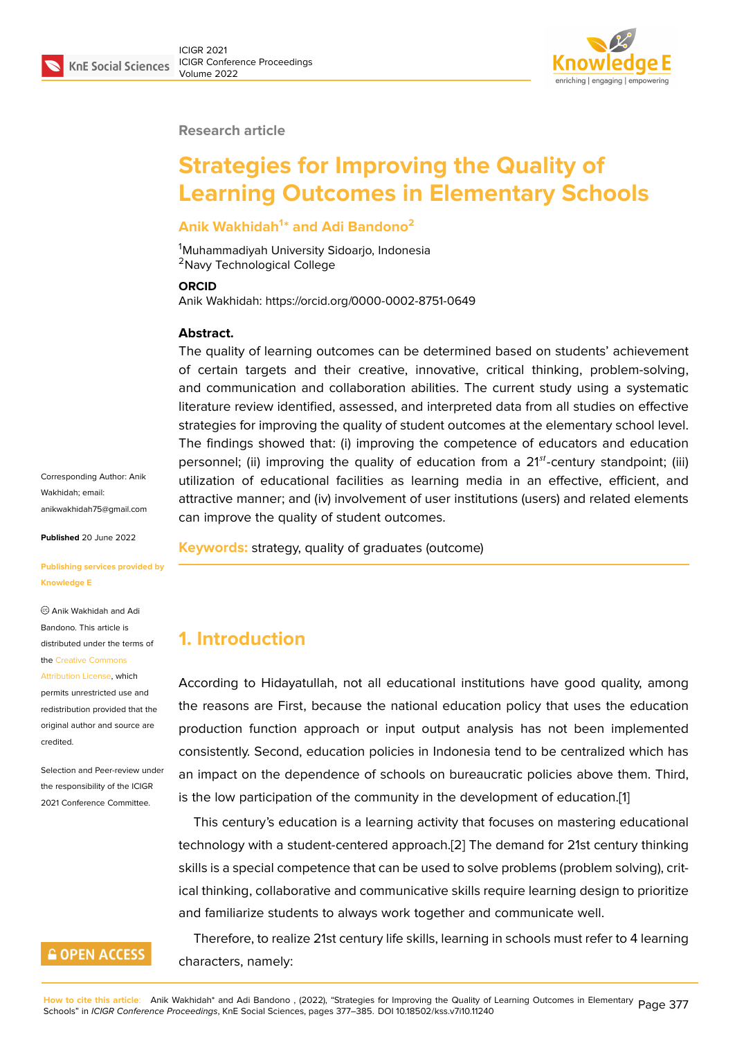Research article

# Strategies for Improving the Quality of Learning Outcomes in Elementary Schools

**Anik Wakhidah[1]* and Adi Bandono[2]**

[1]Muhammadiyah University Sidoarjo, Indonesia
[2]Navy Technological College

**ORCID**
Anik Wakhidah: https://orcid.org/0000-0002-8751-0649

**Abstract.**
The quality of learning outcomes can be determined based on students' achievement of certain targets and their creative, innovative, critical thinking, problem-solving, and communication and collaboration abilities. The current study using a systematic literature review identified, assessed, and interpreted data from all studies on effective strategies for improving the quality of student outcomes at the elementary school level. The findings showed that: (i) improving the competence of educators and education personnel; (ii) improving the quality of education from a $21^{st}$-century standpoint; (iii) utilization of educational facilities as learning media in an effective, efficient, and attractive manner; and (iv) involvement of user institutions (users) and related elements can improve the quality of student outcomes.

**Keywords:** strategy, quality of graduates (outcome)

Corresponding Author: Anik Wakhidah; email: anikwakhidah75@gmail.com

**Published** 20 June 2022

**Publishing services provided by Knowledge E**

© Anik Wakhidah and Adi Bandono. This article is distributed under the terms of the Creative Commons Attribution License, which permits unrestricted use and redistribution provided that the original author and source are credited.

Selection and Peer-review under the responsibility of the ICIGR 2021 Conference Committee.

## 1. Introduction

According to Hidayatullah, not all educational institutions have good quality, among the reasons are First, because the national education policy that uses the education production function approach or input output analysis has not been implemented consistently. Second, education policies in Indonesia tend to be centralized which has an impact on the dependence of schools on bureaucratic policies above them. Third, is the low participation of the community in the development of education.[1]

This century's education is a learning activity that focuses on mastering educational technology with a student-centered approach.[2] The demand for 21st century thinking skills is a special competence that can be used to solve problems (problem solving), critical thinking, collaborative and communicative skills require learning design to prioritize and familiarize students to always work together and communicate well.

Therefore, to realize 21st century life skills, learning in schools must refer to 4 learning characters, namely:

**How to cite this article**: Anik Wakhidah* and Adi Bandono , (2022), "Strategies for Improving the Quality of Learning Outcomes in Elementary Schools" in *ICIGR Conference Proceedings*, KnE Social Sciences, pages 377–385. DOI 10.18502/kss.v7i10.11240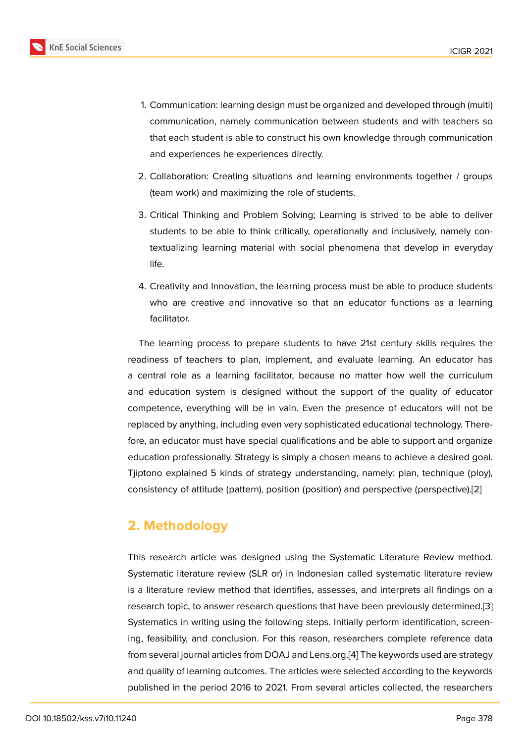1. Communication: learning design must be organized and developed through (multi) communication, namely communication between students and with teachers so that each student is able to construct his own knowledge through communication and experiences he experiences directly.

2. Collaboration: Creating situations and learning environments together / groups (team work) and maximizing the role of students.

3. Critical Thinking and Problem Solving; Learning is strived to be able to deliver students to be able to think critically, operationally and inclusively, namely contextualizing learning material with social phenomena that develop in everyday life.

4. Creativity and Innovation, the learning process must be able to produce students who are creative and innovative so that an educator functions as a learning facilitator.

The learning process to prepare students to have 21st century skills requires the readiness of teachers to plan, implement, and evaluate learning. An educator has a central role as a learning facilitator, because no matter how well the curriculum and education system is designed without the support of the quality of educator competence, everything will be in vain. Even the presence of educators will not be replaced by anything, including even very sophisticated educational technology. Therefore, an educator must have special qualifications and be able to support and organize education professionally. Strategy is simply a chosen means to achieve a desired goal. Tjiptono explained 5 kinds of strategy understanding, namely: plan, technique (ploy), consistency of attitude (pattern), position (position) and perspective (perspective).[2]

## 2. Methodology

This research article was designed using the Systematic Literature Review method. Systematic literature review (SLR or) in Indonesian called systematic literature review is a literature review method that identifies, assesses, and interprets all findings on a research topic, to answer research questions that have been previously determined.[3] Systematics in writing using the following steps. Initially perform identification, screening, feasibility, and conclusion. For this reason, researchers complete reference data from several journal articles from DOAJ and Lens.org.[4] The keywords used are strategy and quality of learning outcomes. The articles were selected according to the keywords published in the period 2016 to 2021. From several articles collected, the researchers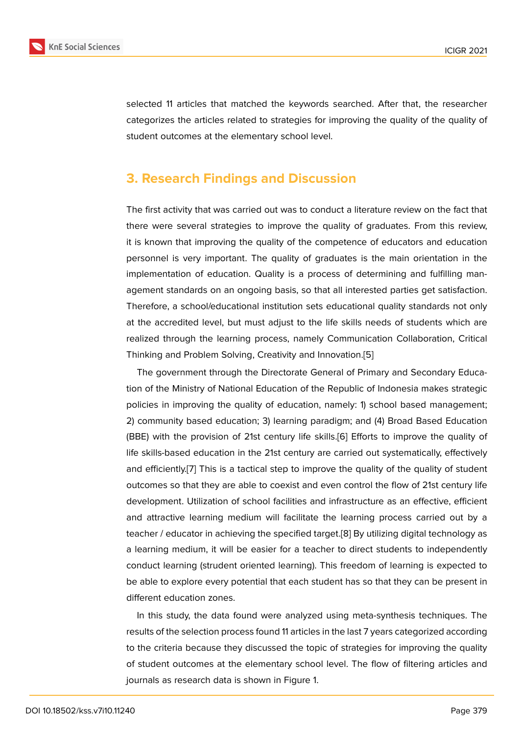selected 11 articles that matched the keywords searched. After that, the researcher categorizes the articles related to strategies for improving the quality of the quality of student outcomes at the elementary school level.

## 3. Research Findings and Discussion

The first activity that was carried out was to conduct a literature review on the fact that there were several strategies to improve the quality of graduates. From this review, it is known that improving the quality of the competence of educators and education personnel is very important. The quality of graduates is the main orientation in the implementation of education. Quality is a process of determining and fulfilling management standards on an ongoing basis, so that all interested parties get satisfaction. Therefore, a school/educational institution sets educational quality standards not only at the accredited level, but must adjust to the life skills needs of students which are realized through the learning process, namely Communication Collaboration, Critical Thinking and Problem Solving, Creativity and Innovation.[5]

The government through the Directorate General of Primary and Secondary Education of the Ministry of National Education of the Republic of Indonesia makes strategic policies in improving the quality of education, namely: 1) school based management; 2) community based education; 3) learning paradigm; and (4) Broad Based Education (BBE) with the provision of 21st century life skills.[6] Efforts to improve the quality of life skills-based education in the 21st century are carried out systematically, effectively and efficiently.[7] This is a tactical step to improve the quality of the quality of student outcomes so that they are able to coexist and even control the flow of 21st century life development. Utilization of school facilities and infrastructure as an effective, efficient and attractive learning medium will facilitate the learning process carried out by a teacher / educator in achieving the specified target.[8] By utilizing digital technology as a learning medium, it will be easier for a teacher to direct students to independently conduct learning (strudent oriented learning). This freedom of learning is expected to be able to explore every potential that each student has so that they can be present in different education zones.

In this study, the data found were analyzed using meta-synthesis techniques. The results of the selection process found 11 articles in the last 7 years categorized according to the criteria because they discussed the topic of strategies for improving the quality of student outcomes at the elementary school level. The flow of filtering articles and journals as research data is shown in Figure 1.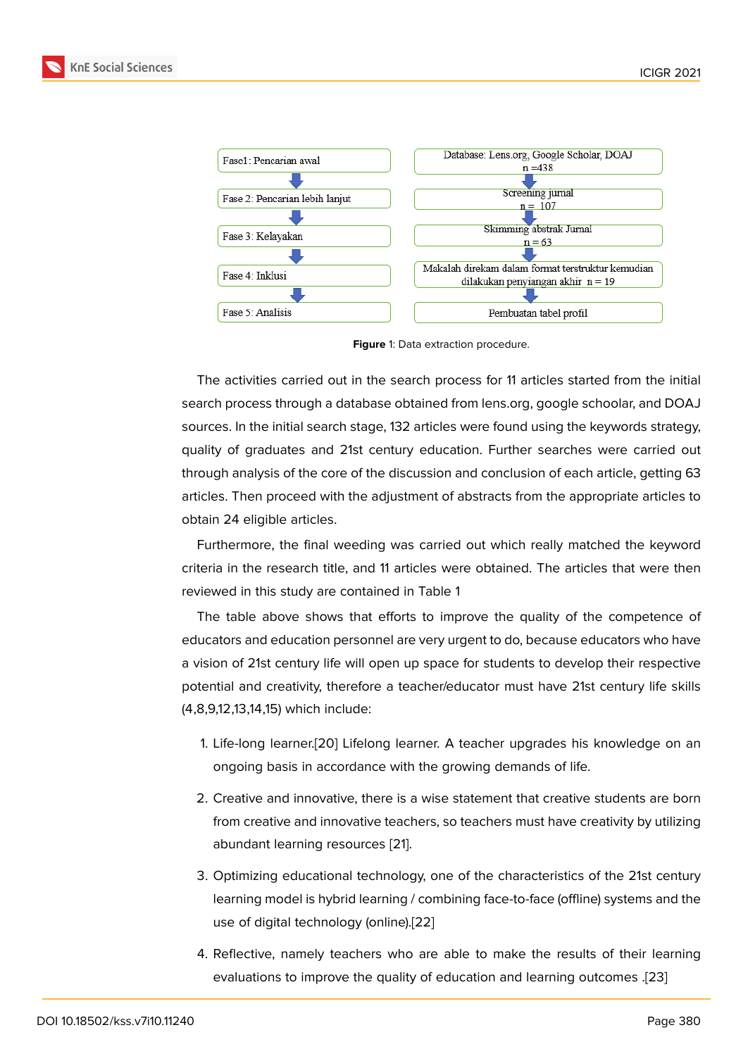| Fase1: Pencarian awal | Database: Lens.org, Google Scholar, DOAJ n =438 |
| --- | --- |
| Fase 2: Pencarian lebih lanjut | Screening jurnal n = 107 |
| Fase 3: Kelayakan | Skimming abstrak Jurnal n = 63 |
| Fase 4: Inklusi | Makalah direkam dalam format terstruktur kemudian dilakukan penyiangan akhir n = 19 |
| Fase 5: Analisis | Pembuatan tabel profil |

**Figure** 1: Data extraction procedure.

The activities carried out in the search process for 11 articles started from the initial search process through a database obtained from lens.org, google schoolar, and DOAJ sources. In the initial search stage, 132 articles were found using the keywords strategy, quality of graduates and 21st century education. Further searches were carried out through analysis of the core of the discussion and conclusion of each article, getting 63 articles. Then proceed with the adjustment of abstracts from the appropriate articles to obtain 24 eligible articles.

Furthermore, the final weeding was carried out which really matched the keyword criteria in the research title, and 11 articles were obtained. The articles that were then reviewed in this study are contained in Table 1

The table above shows that efforts to improve the quality of the competence of educators and education personnel are very urgent to do, because educators who have a vision of 21st century life will open up space for students to develop their respective potential and creativity, therefore a teacher/educator must have 21st century life skills (4,8,9,12,13,14,15) which include:

1. Life-long learner.[20] Lifelong learner. A teacher upgrades his knowledge on an ongoing basis in accordance with the growing demands of life.

2. Creative and innovative, there is a wise statement that creative students are born from creative and innovative teachers, so teachers must have creativity by utilizing abundant learning resources [21].

3. Optimizing educational technology, one of the characteristics of the 21st century learning model is hybrid learning / combining face-to-face (offline) systems and the use of digital technology (online).[22]

4. Reflective, namely teachers who are able to make the results of their learning evaluations to improve the quality of education and learning outcomes .[23]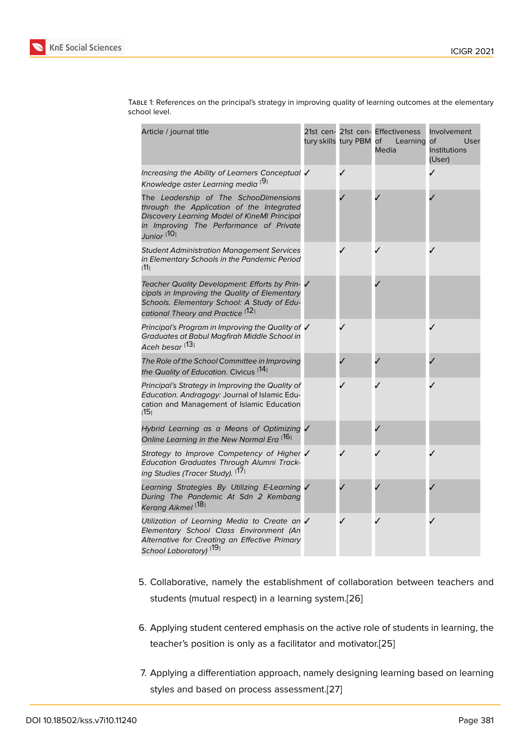Table 1: References on the principal's strategy in improving quality of learning outcomes at the elementary school level.

| Article / journal title | 21st century skills | 21st century PBM | Effectiveness of Learning Media | Involvement of User Institutions (User) |
|---|---|---|---|---|
| *Increasing the Ability of Learners Conceptual Knowledge aster Learning media* [9] | ✓ | ✓ | | ✓ |
| *The Leadership of The SchooDimensions through the Application of the Integrated Discovery Learning Model of KineMl Principal in Improving The Performance of Private Junior* [10] | | ✓ | ✓ | ✓ |
| *Student Administration Management Services in Elementary Schools in the Pandemic Period* [11] | | ✓ | ✓ | ✓ |
| *Teacher Quality Development: Efforts by Principals in Improving the Quality of Elementary Schools. Elementary School: A Study of Educational Theory and Practice* [12] | ✓ | | ✓ | |
| *Principal's Program in Improving the Quality of Graduates at Babul Magfirah Middle School in Aceh besar* [13] | ✓ | ✓ | | ✓ |
| *The Role of the School Committee in Improving the Quality of Education.* Civicus [14] | | ✓ | ✓ | ✓ |
| *Principal's Strategy in Improving the Quality of Education. Andragogy:* Journal of Islamic Education and Management of Islamic Education [15] | | ✓ | ✓ | ✓ |
| *Hybrid Learning as a Means of Optimizing Online Learning in the New Normal Era* [16] | ✓ | | ✓ | |
| *Strategy to Improve Competency of Higher Education Graduates Through Alumni Tracking Studies (Tracer Study).* [17] | ✓ | ✓ | ✓ | ✓ |
| *Learning Strategies By Utilizing E-Learning During The Pandemic At Sdn 2 Kembang Kerang Aikmel* [18] | ✓ | ✓ | ✓ | ✓ |
| *Utilization of Learning Media to Create an Elementary School Class Environment (An Alternative for Creating an Effective Primary School Laboratory)* [19] | ✓ | ✓ | ✓ | ✓ |

5. Collaborative, namely the establishment of collaboration between teachers and students (mutual respect) in a learning system.[26]

6. Applying student centered emphasis on the active role of students in learning, the teacher's position is only as a facilitator and motivator.[25]

7. Applying a differentiation approach, namely designing learning based on learning styles and based on process assessment.[27]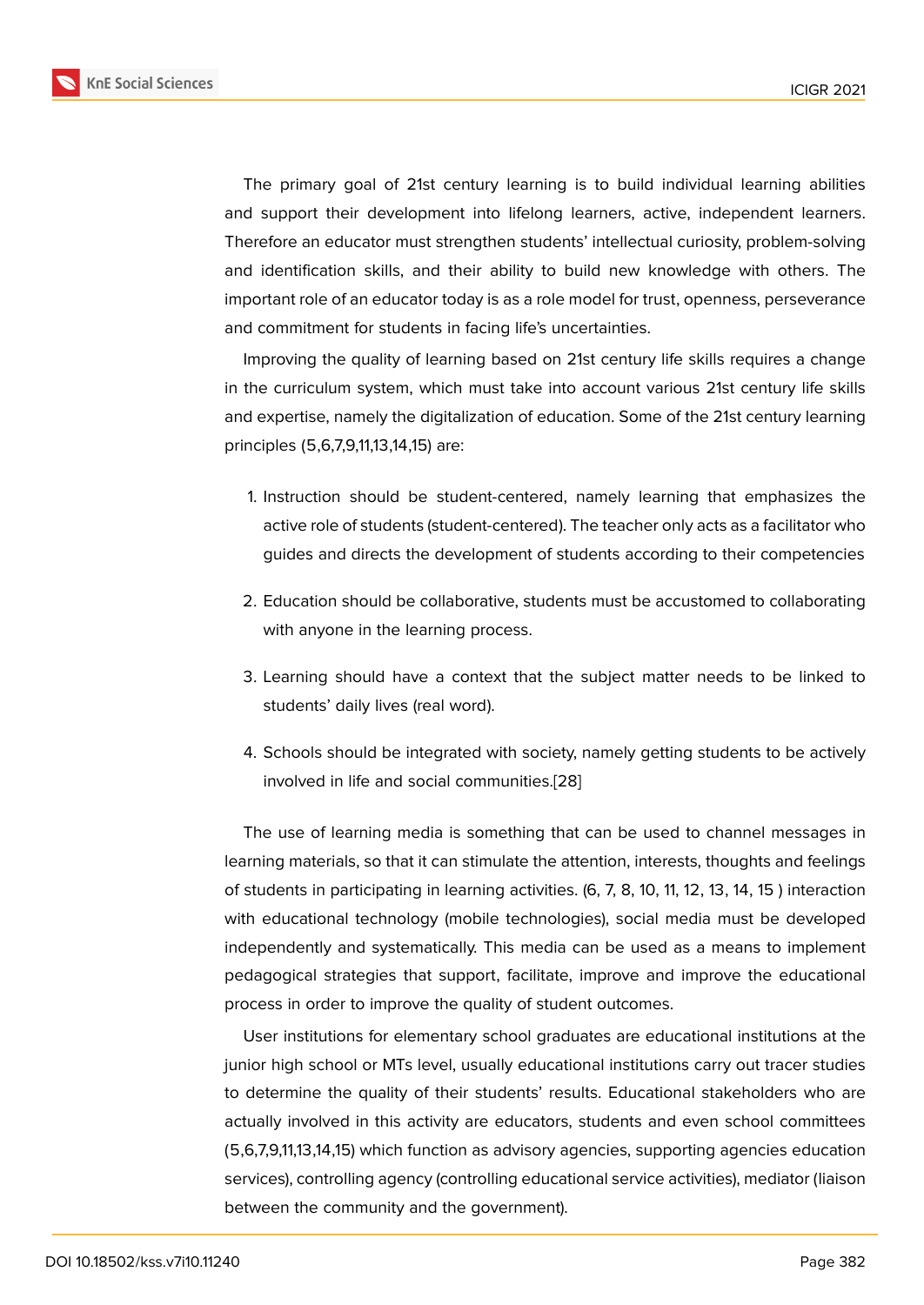The primary goal of 21st century learning is to build individual learning abilities and support their development into lifelong learners, active, independent learners. Therefore an educator must strengthen students' intellectual curiosity, problem-solving and identification skills, and their ability to build new knowledge with others. The important role of an educator today is as a role model for trust, openness, perseverance and commitment for students in facing life's uncertainties.

Improving the quality of learning based on 21st century life skills requires a change in the curriculum system, which must take into account various 21st century life skills and expertise, namely the digitalization of education. Some of the 21st century learning principles (5,6,7,9,11,13,14,15) are:

1. Instruction should be student-centered, namely learning that emphasizes the active role of students (student-centered). The teacher only acts as a facilitator who guides and directs the development of students according to their competencies

2. Education should be collaborative, students must be accustomed to collaborating with anyone in the learning process.

3. Learning should have a context that the subject matter needs to be linked to students' daily lives (real word).

4. Schools should be integrated with society, namely getting students to be actively involved in life and social communities.[28]

The use of learning media is something that can be used to channel messages in learning materials, so that it can stimulate the attention, interests, thoughts and feelings of students in participating in learning activities. (6, 7, 8, 10, 11, 12, 13, 14, 15 ) interaction with educational technology (mobile technologies), social media must be developed independently and systematically. This media can be used as a means to implement pedagogical strategies that support, facilitate, improve and improve the educational process in order to improve the quality of student outcomes.

User institutions for elementary school graduates are educational institutions at the junior high school or MTs level, usually educational institutions carry out tracer studies to determine the quality of their students' results. Educational stakeholders who are actually involved in this activity are educators, students and even school committees (5,6,7,9,11,13,14,15) which function as advisory agencies, supporting agencies education services), controlling agency (controlling educational service activities), mediator (liaison between the community and the government).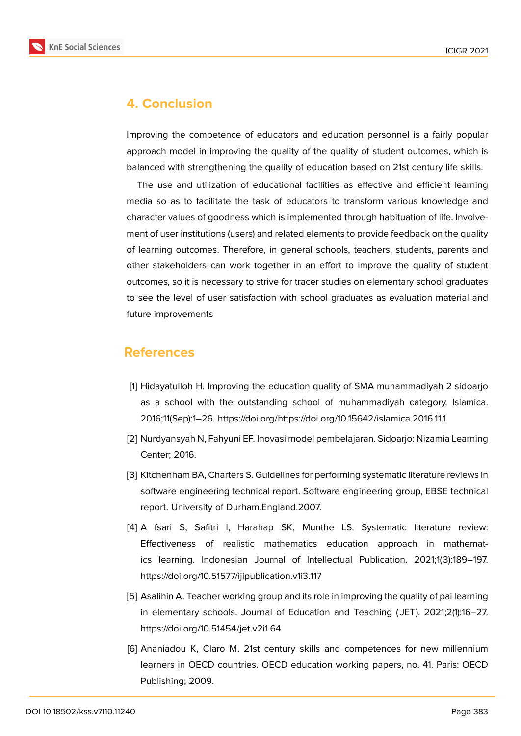## 4. Conclusion

Improving the competence of educators and education personnel is a fairly popular approach model in improving the quality of the quality of student outcomes, which is balanced with strengthening the quality of education based on 21st century life skills.

The use and utilization of educational facilities as effective and efficient learning media so as to facilitate the task of educators to transform various knowledge and character values of goodness which is implemented through habituation of life. Involvement of user institutions (users) and related elements to provide feedback on the quality of learning outcomes. Therefore, in general schools, teachers, students, parents and other stakeholders can work together in an effort to improve the quality of student outcomes, so it is necessary to strive for tracer studies on elementary school graduates to see the level of user satisfaction with school graduates as evaluation material and future improvements

## References

[1] Hidayatulloh H. Improving the education quality of SMA muhammadiyah 2 sidoarjo as a school with the outstanding school of muhammadiyah category. Islamica. 2016;11(Sep):1–26. https://doi.org/https://doi.org/10.15642/islamica.2016.11.1

[2] Nurdyansyah N, Fahyuni EF. Inovasi model pembelajaran. Sidoarjo: Nizamia Learning Center; 2016.

[3] Kitchenham BA, Charters S. Guidelines for performing systematic literature reviews in software engineering technical report. Software engineering group, EBSE technical report. University of Durham.England.2007.

[4] A fsari S, Safitri I, Harahap SK, Munthe LS. Systematic literature review: Effectiveness of realistic mathematics education approach in mathematics learning. Indonesian Journal of Intellectual Publication. 2021;1(3):189–197. https://doi.org/10.51577/ijipublication.v1i3.117

[5] Asalihin A. Teacher working group and its role in improving the quality of pai learning in elementary schools. Journal of Education and Teaching (JET). 2021;2(1):16–27. https://doi.org/10.51454/jet.v2i1.64

[6] Ananiadou K, Claro M. 21st century skills and competences for new millennium learners in OECD countries. OECD education working papers, no. 41. Paris: OECD Publishing; 2009.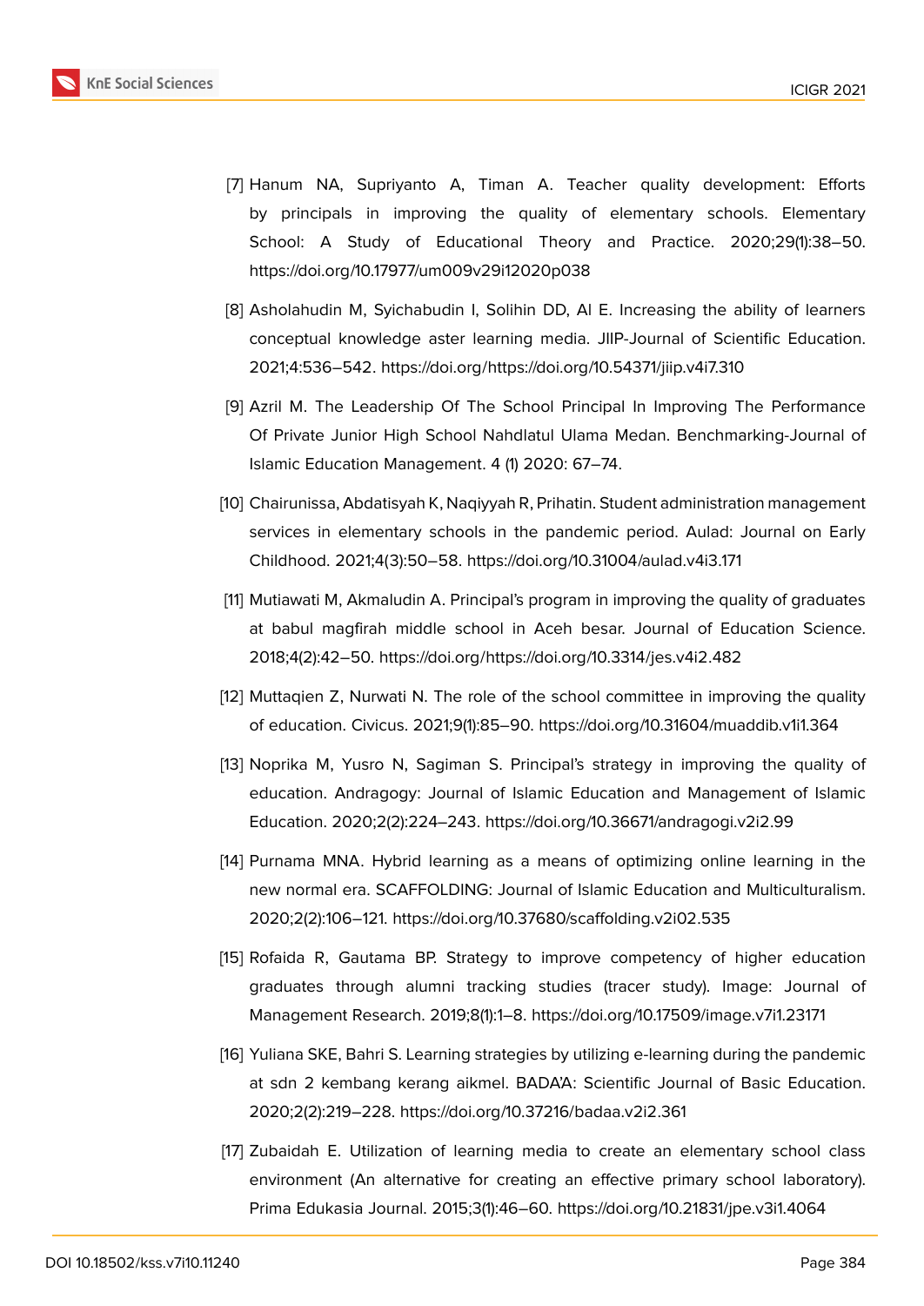[7] Hanum NA, Supriyanto A, Timan A. Teacher quality development: Efforts by principals in improving the quality of elementary schools. Elementary School: A Study of Educational Theory and Practice. 2020;29(1):38–50. https://doi.org/10.17977/um009v29i12020p038

[8] Asholahudin M, Syichabudin I, Solihin DD, Al E. Increasing the ability of learners conceptual knowledge aster learning media. JIIP-Journal of Scientific Education. 2021;4:536–542. https://doi.org/https://doi.org/10.54371/jiip.v4i7.310

[9] Azril M. The Leadership Of The School Principal In Improving The Performance Of Private Junior High School Nahdlatul Ulama Medan. Benchmarking-Journal of Islamic Education Management. 4 (1) 2020: 67–74.

[10] Chairunissa, Abdatisyah K, Naqiyyah R, Prihatin. Student administration management services in elementary schools in the pandemic period. Aulad: Journal on Early Childhood. 2021;4(3):50–58. https://doi.org/10.31004/aulad.v4i3.171

[11] Mutiawati M, Akmaludin A. Principal's program in improving the quality of graduates at babul magfirah middle school in Aceh besar. Journal of Education Science. 2018;4(2):42–50. https://doi.org/https://doi.org/10.3314/jes.v4i2.482

[12] Muttaqien Z, Nurwati N. The role of the school committee in improving the quality of education. Civicus. 2021;9(1):85–90. https://doi.org/10.31604/muaddib.v1i1.364

[13] Noprika M, Yusro N, Sagiman S. Principal's strategy in improving the quality of education. Andragogy: Journal of Islamic Education and Management of Islamic Education. 2020;2(2):224–243. https://doi.org/10.36671/andragogi.v2i2.99

[14] Purnama MNA. Hybrid learning as a means of optimizing online learning in the new normal era. SCAFFOLDING: Journal of Islamic Education and Multiculturalism. 2020;2(2):106–121. https://doi.org/10.37680/scaffolding.v2i02.535

[15] Rofaida R, Gautama BP. Strategy to improve competency of higher education graduates through alumni tracking studies (tracer study). Image: Journal of Management Research. 2019;8(1):1–8. https://doi.org/10.17509/image.v7i1.23171

[16] Yuliana SKE, Bahri S. Learning strategies by utilizing e-learning during the pandemic at sdn 2 kembang kerang aikmel. BADA'A: Scientific Journal of Basic Education. 2020;2(2):219–228. https://doi.org/10.37216/badaa.v2i2.361

[17] Zubaidah E. Utilization of learning media to create an elementary school class environment (An alternative for creating an effective primary school laboratory). Prima Edukasia Journal. 2015;3(1):46–60. https://doi.org/10.21831/jpe.v3i1.4064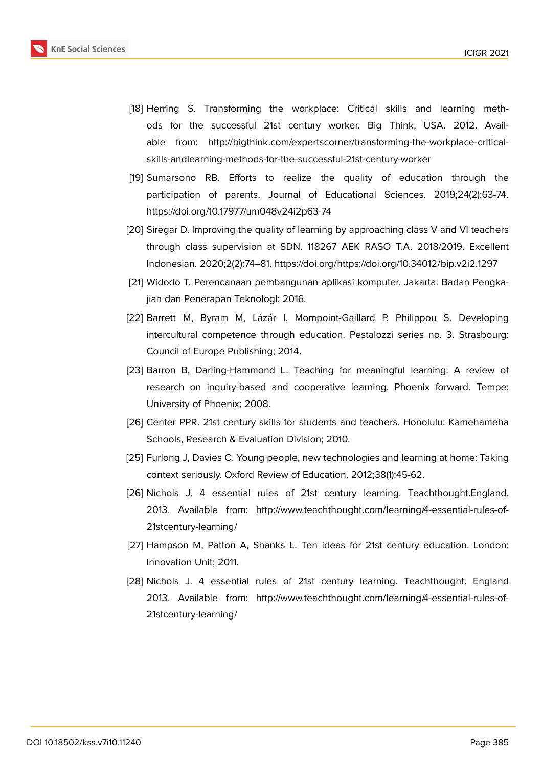[18] Herring S. Transforming the workplace: Critical skills and learning methods for the successful 21st century worker. Big Think; USA. 2012. Available from: http://bigthink.com/expertscorner/transforming-the-workplace-critical-skills-andlearning-methods-for-the-successful-21st-century-worker

[19] Sumarsono RB. Efforts to realize the quality of education through the participation of parents. Journal of Educational Sciences. 2019;24(2):63-74. https://doi.org/10.17977/um048v24i2p63-74

[20] Siregar D. Improving the quality of learning by approaching class V and VI teachers through class supervision at SDN. 118267 AEK RASO T.A. 2018/2019. Excellent Indonesian. 2020;2(2):74–81. https://doi.org/https://doi.org/10.34012/bip.v2i2.1297

[21] Widodo T. Perencanaan pembangunan aplikasi komputer. Jakarta: Badan Pengkajian dan Penerapan TeknologI; 2016.

[22] Barrett M, Byram M, Lázár I, Mompoint-Gaillard P, Philippou S. Developing intercultural competence through education. Pestalozzi series no. 3. Strasbourg: Council of Europe Publishing; 2014.

[23] Barron B, Darling-Hammond L. Teaching for meaningful learning: A review of research on inquiry-based and cooperative learning. Phoenix forward. Tempe: University of Phoenix; 2008.

[26] Center PPR. 21st century skills for students and teachers. Honolulu: Kamehameha Schools, Research & Evaluation Division; 2010.

[25] Furlong J, Davies C. Young people, new technologies and learning at home: Taking context seriously. Oxford Review of Education. 2012;38(1):45-62.

[26] Nichols J. 4 essential rules of 21st century learning. Teachthought.England. 2013. Available from: http://www.teachthought.com/learning/4-essential-rules-of-21stcentury-learning/

[27] Hampson M, Patton A, Shanks L. Ten ideas for 21st century education. London: Innovation Unit; 2011.

[28] Nichols J. 4 essential rules of 21st century learning. Teachthought. England 2013. Available from: http://www.teachthought.com/learning/4-essential-rules-of-21stcentury-learning/